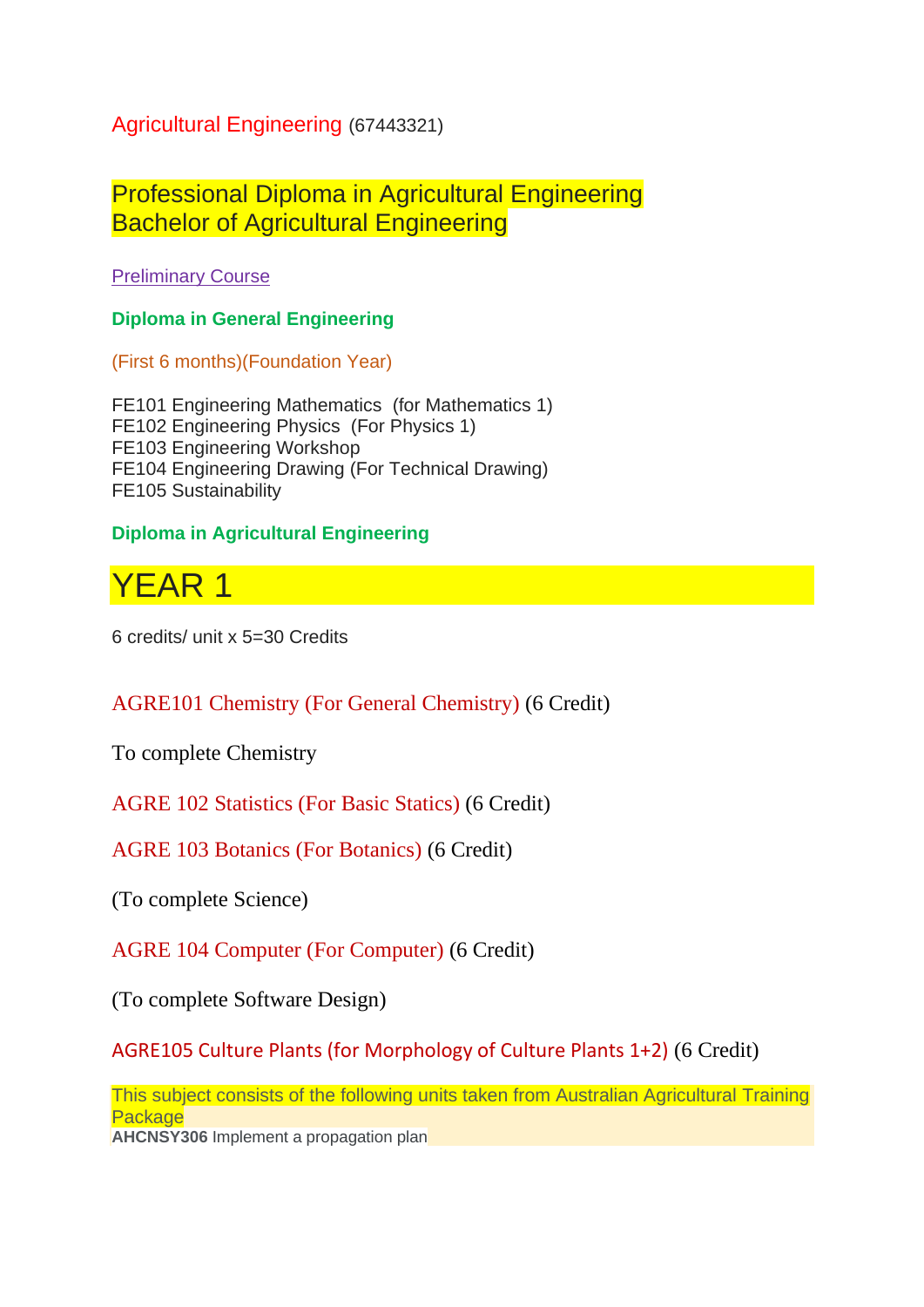Agricultural Engineering (67443321)

## Professional Diploma in Agricultural Engineering
## Bachelor of Agricultural Engineering

Preliminary Course

**Diploma in General Engineering**

(First 6 months)(Foundation Year)

FE101 Engineering Mathematics (for Mathematics 1)
FE102 Engineering Physics (For Physics 1)
FE103 Engineering Workshop
FE104 Engineering Drawing (For Technical Drawing)
FE105 Sustainability

**Diploma in Agricultural Engineering**

# YEAR 1

6 credits/ unit x 5=30 Credits

AGRE101 Chemistry (For General Chemistry) (6 Credit)

To complete Chemistry

AGRE 102 Statistics (For Basic Statics) (6 Credit)

AGRE 103 Botanics (For Botanics) (6 Credit)

(To complete Science)

AGRE 104 Computer (For Computer) (6 Credit)

(To complete Software Design)

AGRE105 Culture Plants (for Morphology of Culture Plants 1+2) (6 Credit)

This subject consists of the following units taken from Australian Agricultural Training Package
**AHCNSY306** Implement a propagation plan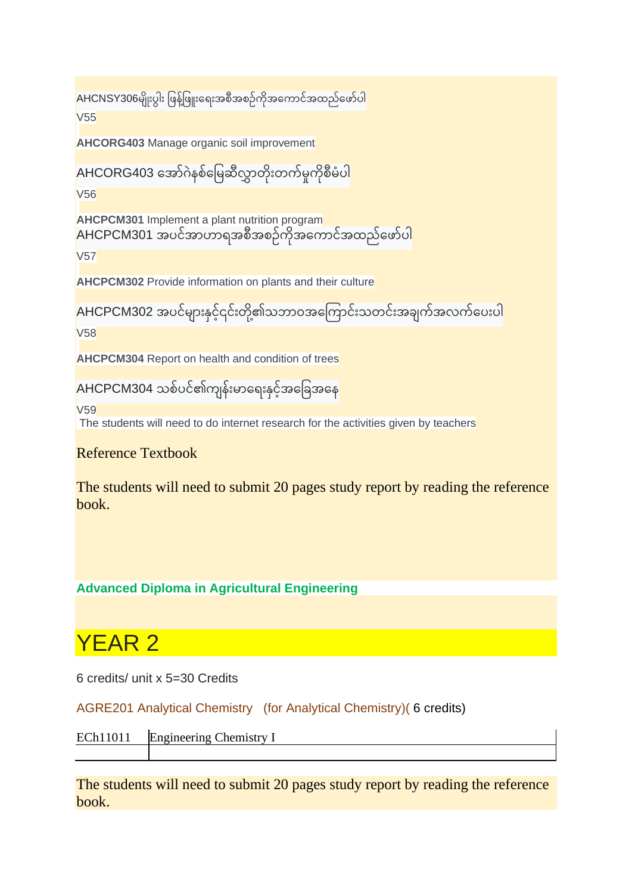AHCNSY306မျိုးပွါး ဖြန့်ဖြူးရေးအစီအစဉ်ကိုအကောင်အထည်ဖော်ပါ

V55

**AHCORG403** Manage organic soil improvement

AHCORG403 အော်ဂဲနစ်မြေဆီလွှာတိုးတက်မှုကိုစီမံပါ

V56

**AHCPCM301** Implement a plant nutrition program
AHCPCM301 အပင်အာဟာရအစီအစဉ်ကိုအကောင်အထည်ဖော်ပါ

V57

**AHCPCM302** Provide information on plants and their culture

AHCPCM302 အပင်များနှင့်၎င်းတို့၏သဘာဝအကြောင်းသတင်းအချက်အလက်ပေးပါ

V58

**AHCPCM304** Report on health and condition of trees

AHCPCM304 သစ်ပင်၏ကျန်းမာရေးနှင့်အခြေအနေ

V59
The students will need to do internet research for the activities given by teachers

Reference Textbook

The students will need to submit 20 pages study report by reading the reference book.

**Advanced Diploma in Agricultural Engineering**

# YEAR 2

6 credits/ unit x 5=30 Credits

AGRE201 Analytical Chemistry (for Analytical Chemistry)( 6 credits)

| ECh11011 | Engineering Chemistry I |
|---|---|
| | |

The students will need to submit 20 pages study report by reading the reference book.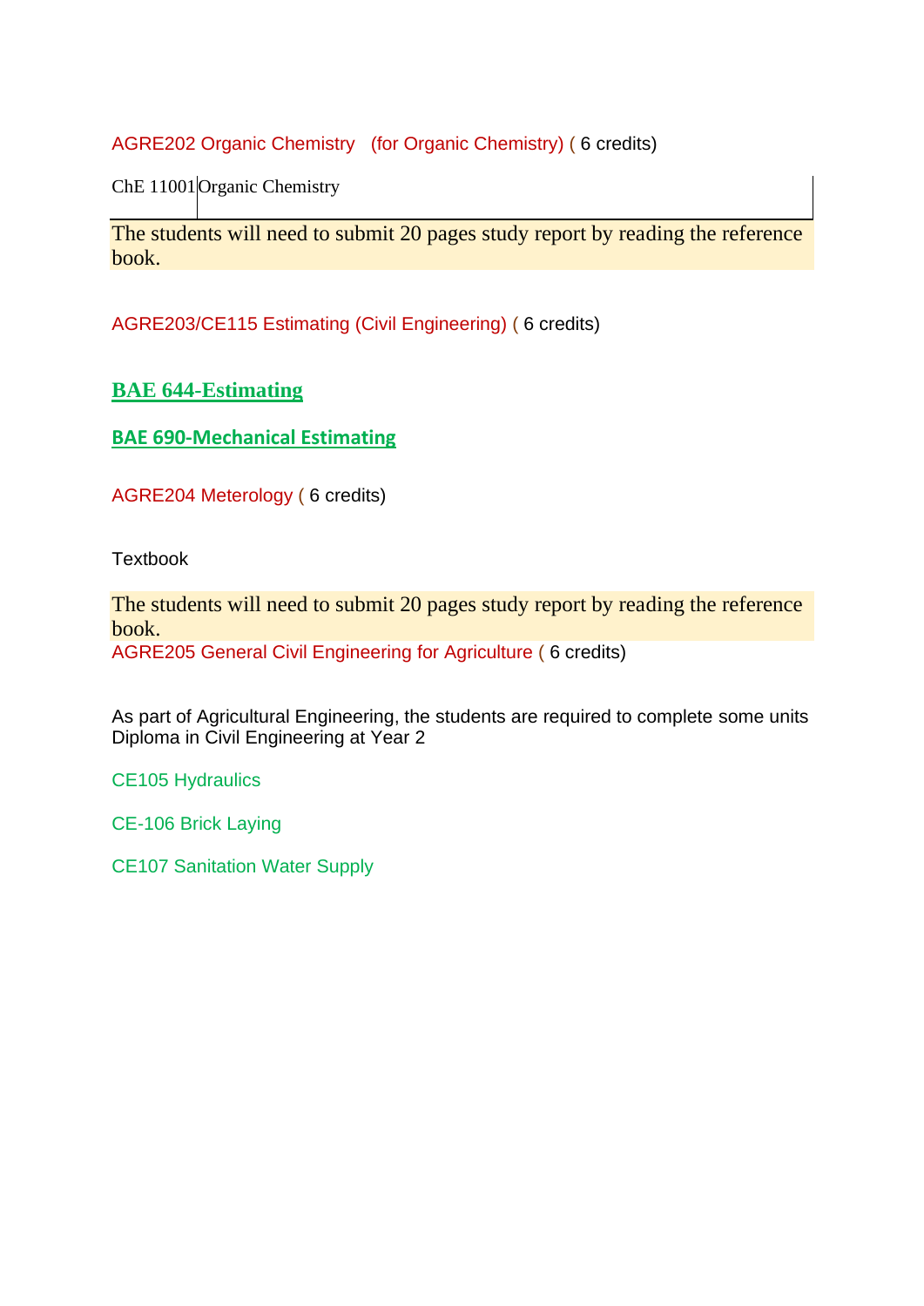AGRE202 Organic Chemistry (for Organic Chemistry) ( 6 credits)

| ChE 11001 | Organic Chemistry |
| --- | --- |

The students will need to submit 20 pages study report by reading the reference book.

AGRE203/CE115 Estimating (Civil Engineering) ( 6 credits)

**BAE 644-Estimating**

**BAE 690-Mechanical Estimating**

AGRE204 Meterology ( 6 credits)

Textbook

The students will need to submit 20 pages study report by reading the reference book.

AGRE205 General Civil Engineering for Agriculture ( 6 credits)

As part of Agricultural Engineering, the students are required to complete some units Diploma in Civil Engineering at Year 2

CE105 Hydraulics

CE-106 Brick Laying

CE107 Sanitation Water Supply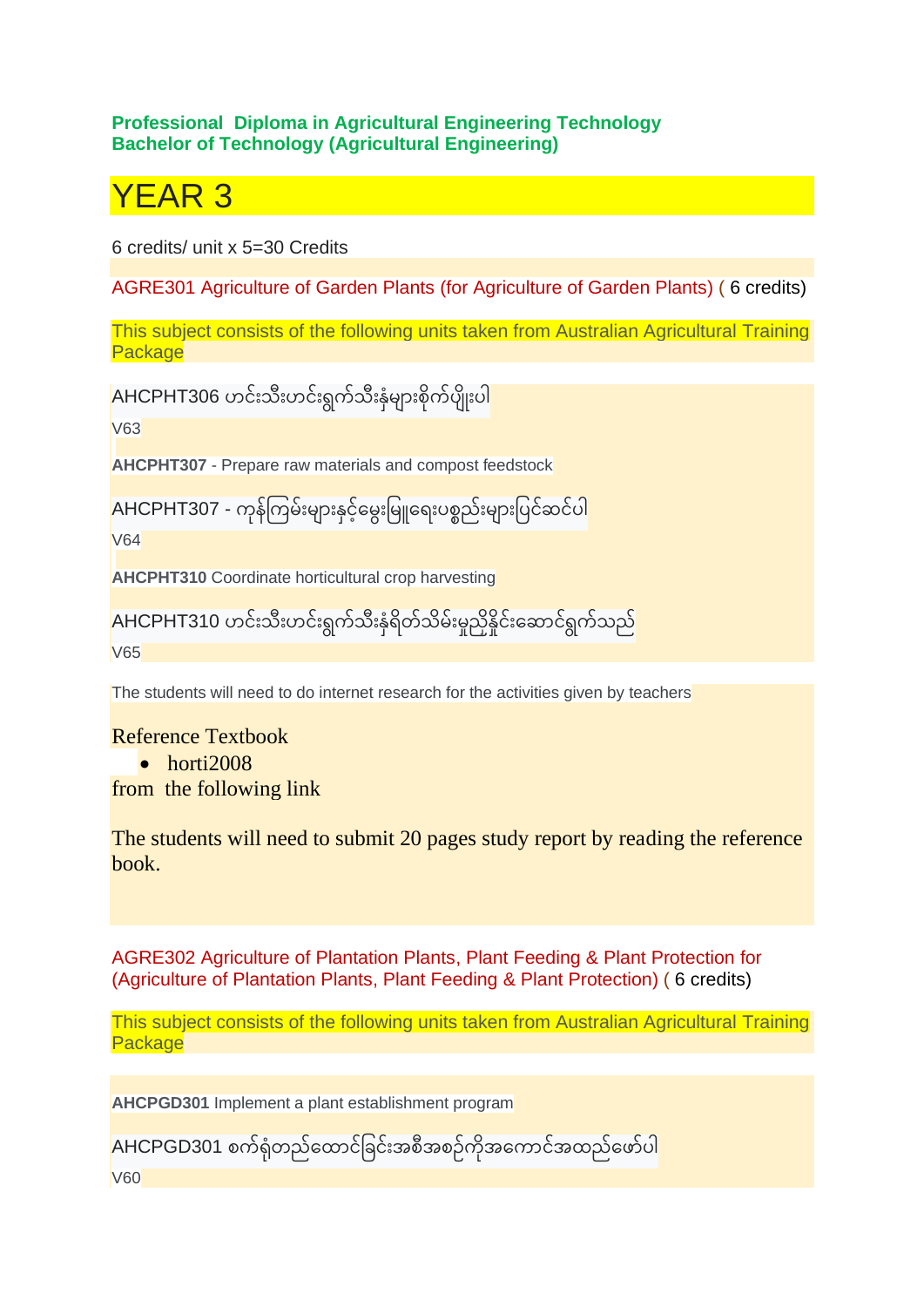**Professional  Diploma in Agricultural Engineering Technology**
**Bachelor of Technology (Agricultural Engineering)**

# YEAR 3

6 credits/ unit x 5=30 Credits

AGRE301 Agriculture of Garden Plants (for Agriculture of Garden Plants) ( 6 credits)

This subject consists of the following units taken from Australian Agricultural Training Package

AHCPHT306 ဟင်းသီးဟင်းရွက်သီးနှံများစိုက်ပျိုးပါ

V63

**AHCPHT307** - Prepare raw materials and compost feedstock

AHCPHT307 - ကုန်ကြမ်းများနှင့်မွေးမြူရေးပစ္စည်းများပြင်ဆင်ပါ

V64

**AHCPHT310** Coordinate horticultural crop harvesting

AHCPHT310 ဟင်းသီးဟင်းရွက်သီးနှံရိတ်သိမ်းမှုညှိနှိုင်းဆောင်ရွက်သည်

V65

The students will need to do internet research for the activities given by teachers

Reference Textbook

- horti2008

from  the following link

The students will need to submit 20 pages study report by reading the reference book.

AGRE302 Agriculture of Plantation Plants, Plant Feeding & Plant Protection for (Agriculture of Plantation Plants, Plant Feeding & Plant Protection) ( 6 credits)

This subject consists of the following units taken from Australian Agricultural Training Package

**AHCPGD301** Implement a plant establishment program

AHCPGD301 စက်ရုံတည်ထောင်ခြင်းအစီအစဉ်ကိုအကောင်အထည်ဖော်ပါ

V60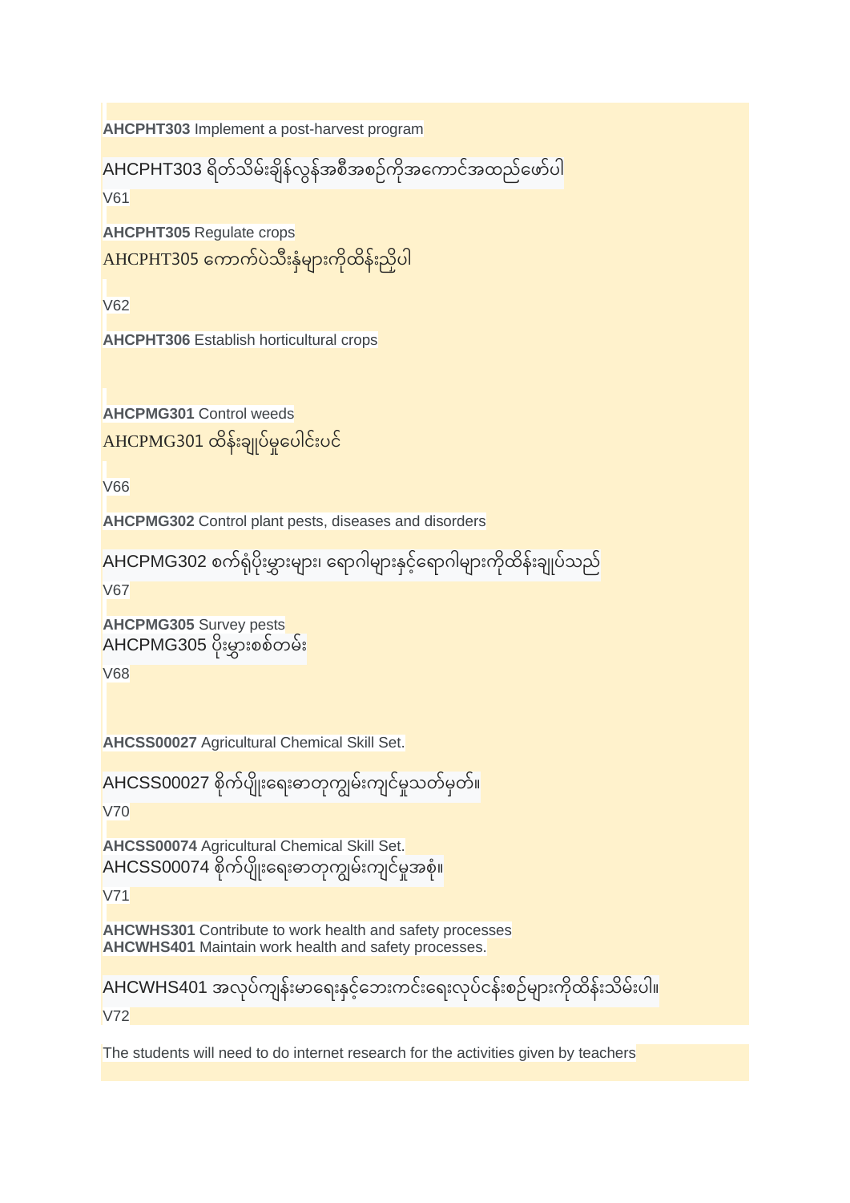**AHCPHT303** Implement a post-harvest program

AHCPHT303 ရိတ်သိမ်းချိန်လွန်အစီအစဉ်ကိုအကောင်အထည်ဖော်ပါ

V61

**AHCPHT305** Regulate crops

AHCPHT305 ကောက်ပဲသီးနှံများကိုထိန်းညှိပါ

V62

**AHCPHT306** Establish horticultural crops

**AHCPMG301** Control weeds

AHCPMG301 ထိန်းချုပ်မှုပေါင်းပင်

V66

**AHCPMG302** Control plant pests, diseases and disorders

AHCPMG302 စက်ရုံပိုးမွှားများ၊ ရောဂါများနှင့်ရောဂါများကိုထိန်းချုပ်သည်

V67

**AHCPMG305** Survey pests

AHCPMG305 ပိုးမွှားစစ်တမ်း

V68

**AHCSS00027** Agricultural Chemical Skill Set.

AHCSS00027 စိုက်ပျိုးရေးဓာတုကျွမ်းကျင်မှုသတ်မှတ်။

V70

**AHCSS00074** Agricultural Chemical Skill Set.

AHCSS00074 စိုက်ပျိုးရေးဓာတုကျွမ်းကျင်မှုအစုံ။

V71

**AHCWHS301** Contribute to work health and safety processes

**AHCWHS401** Maintain work health and safety processes.

AHCWHS401 အလုပ်ကျန်းမာရေးနှင့်ဘေးကင်းရေးလုပ်ငန်းစဉ်များကိုထိန်းသိမ်းပါ။

V72

The students will need to do internet research for the activities given by teachers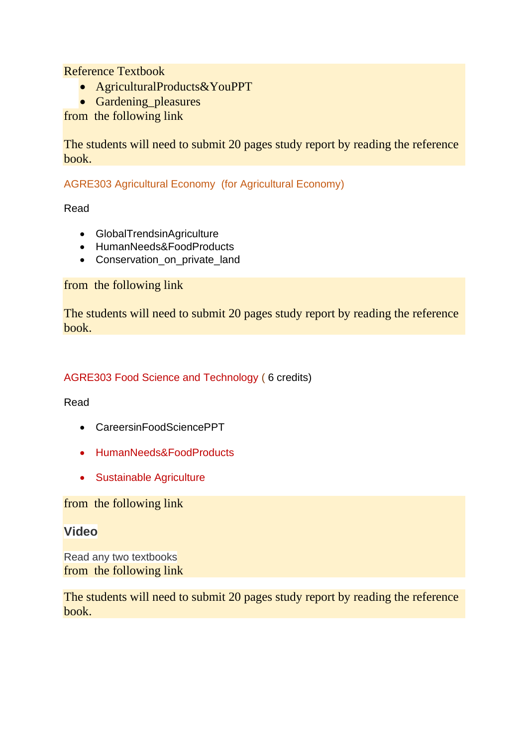Reference Textbook

- AgriculturalProducts&YouPPT
- Gardening_pleasures

from the following link

The students will need to submit 20 pages study report by reading the reference book.

### AGRE303 Agricultural Economy (for Agricultural Economy)

Read

- GlobalTrendsinAgriculture
- HumanNeeds&FoodProducts
- Conservation_on_private_land

from the following link

The students will need to submit 20 pages study report by reading the reference book.

### AGRE303 Food Science and Technology ( 6 credits)

Read

- CareersinFoodSciencePPT
- HumanNeeds&FoodProducts
- Sustainable Agriculture

from the following link

**Video**

Read any two textbooks
from the following link

The students will need to submit 20 pages study report by reading the reference book.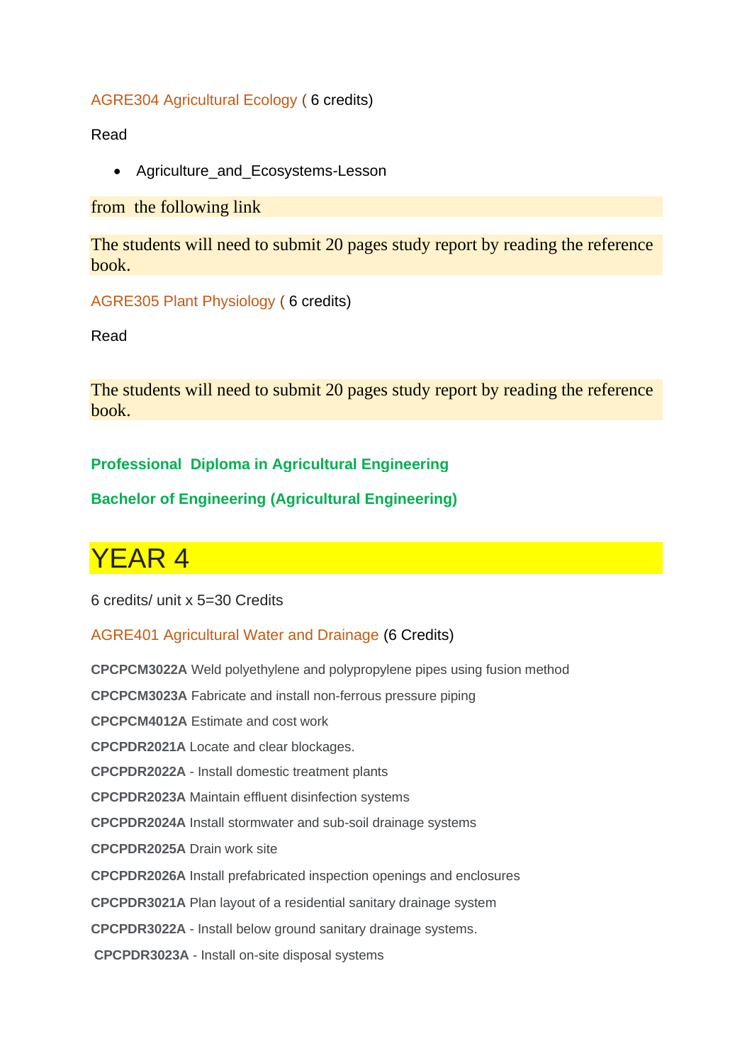AGRE304 Agricultural Ecology ( 6 credits)

Read

- Agriculture_and_Ecosystems-Lesson

from the following link

The students will need to submit 20 pages study report by reading the reference book.

AGRE305 Plant Physiology ( 6 credits)

Read

The students will need to submit 20 pages study report by reading the reference book.

**Professional Diploma in Agricultural Engineering**

**Bachelor of Engineering (Agricultural Engineering)**

# YEAR 4

6 credits/ unit x 5=30 Credits

AGRE401 Agricultural Water and Drainage (6 Credits)

**CPCPCM3022A** Weld polyethylene and polypropylene pipes using fusion method

**CPCPCM3023A** Fabricate and install non-ferrous pressure piping

**CPCPCM4012A** Estimate and cost work

**CPCPDR2021A** Locate and clear blockages.

**CPCPDR2022A** - Install domestic treatment plants

**CPCPDR2023A** Maintain effluent disinfection systems

**CPCPDR2024A** Install stormwater and sub-soil drainage systems

**CPCPDR2025A** Drain work site

**CPCPDR2026A** Install prefabricated inspection openings and enclosures

**CPCPDR3021A** Plan layout of a residential sanitary drainage system

**CPCPDR3022A** - Install below ground sanitary drainage systems.

**CPCPDR3023A** - Install on-site disposal systems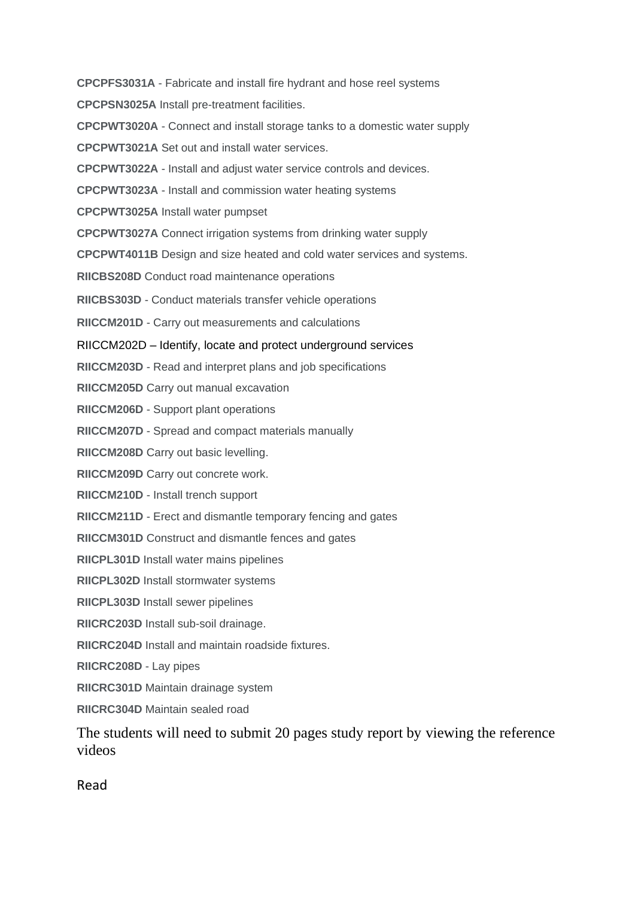**CPCPFS3031A** - Fabricate and install fire hydrant and hose reel systems

**CPCPSN3025A** Install pre-treatment facilities.

**CPCPWT3020A** - Connect and install storage tanks to a domestic water supply

**CPCPWT3021A** Set out and install water services.

**CPCPWT3022A** - Install and adjust water service controls and devices.

**CPCPWT3023A** - Install and commission water heating systems

**CPCPWT3025A** Install water pumpset

**CPCPWT3027A** Connect irrigation systems from drinking water supply

**CPCPWT4011B** Design and size heated and cold water services and systems.

**RIICBS208D** Conduct road maintenance operations

**RIICBS303D** - Conduct materials transfer vehicle operations

**RIICCM201D** - Carry out measurements and calculations

RIICCM202D – Identify, locate and protect underground services

**RIICCM203D** - Read and interpret plans and job specifications

**RIICCM205D** Carry out manual excavation

**RIICCM206D** - Support plant operations

**RIICCM207D** - Spread and compact materials manually

**RIICCM208D** Carry out basic levelling.

**RIICCM209D** Carry out concrete work.

**RIICCM210D** - Install trench support

**RIICCM211D** - Erect and dismantle temporary fencing and gates

**RIICCM301D** Construct and dismantle fences and gates

**RIICPL301D** Install water mains pipelines

**RIICPL302D** Install stormwater systems

**RIICPL303D** Install sewer pipelines

**RIICRC203D** Install sub-soil drainage.

**RIICRC204D** Install and maintain roadside fixtures.

**RIICRC208D** - Lay pipes

**RIICRC301D** Maintain drainage system

**RIICRC304D** Maintain sealed road

The students will need to submit 20 pages study report by viewing the reference videos

Read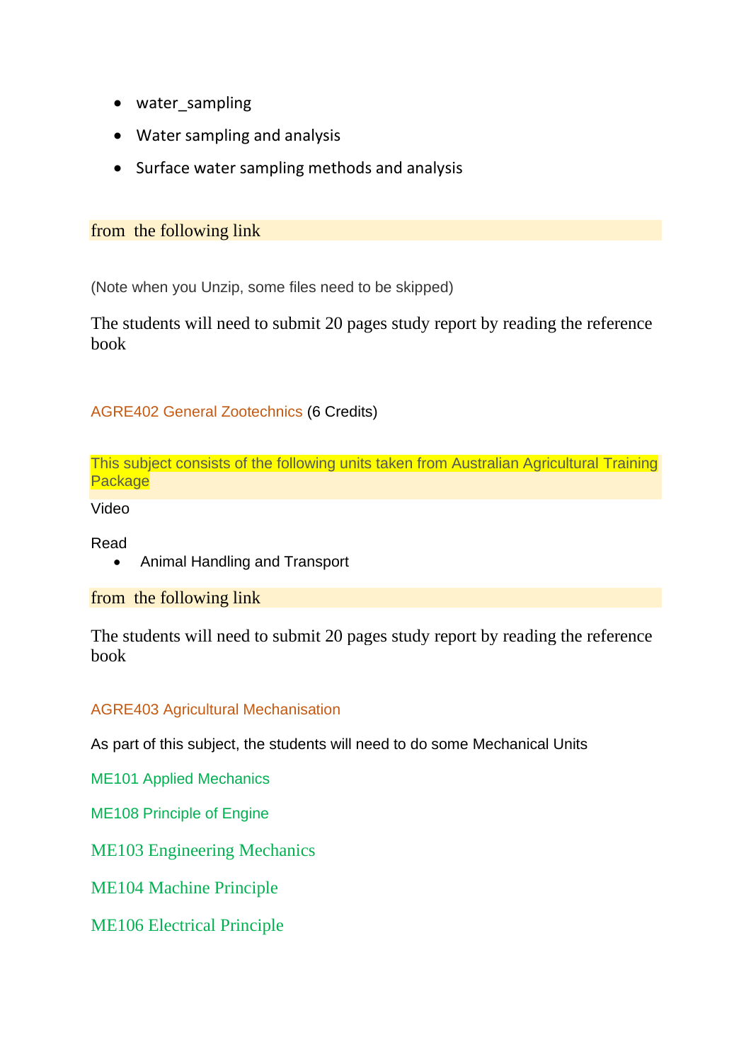- water_sampling
- Water sampling and analysis
- Surface water sampling methods and analysis

from the following link

(Note when you Unzip, some files need to be skipped)

The students will need to submit 20 pages study report by reading the reference book

AGRE402 General Zootechnics (6 Credits)

This subject consists of the following units taken from Australian Agricultural Training Package

Video

Read

- Animal Handling and Transport

from the following link

The students will need to submit 20 pages study report by reading the reference book

AGRE403 Agricultural Mechanisation

As part of this subject, the students will need to do some Mechanical Units

ME101 Applied Mechanics

ME108 Principle of Engine

ME103 Engineering Mechanics

ME104 Machine Principle

ME106 Electrical Principle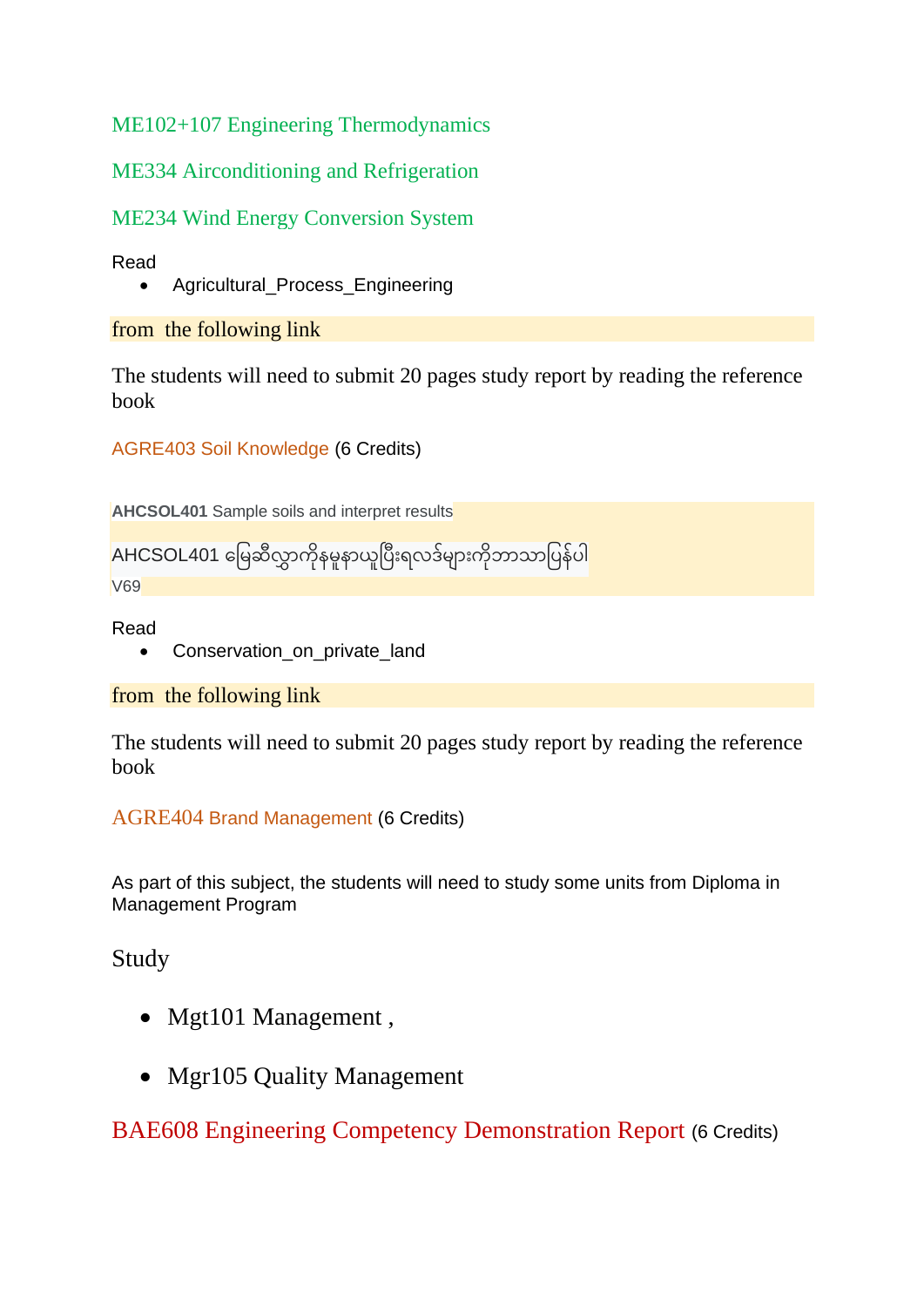ME102+107 Engineering Thermodynamics

ME334 Airconditioning and Refrigeration

ME234 Wind Energy Conversion System

Read

- Agricultural_Process_Engineering

from the following link

The students will need to submit 20 pages study report by reading the reference book

AGRE403 Soil Knowledge (6 Credits)

**AHCSOL401** Sample soils and interpret results

AHCSOL401 မြေဆီလွှာကိုနမူနာယူပြီးရလဒ်များကိုဘာသာပြန်ပါ

V69

Read

- Conservation_on_private_land

from the following link

The students will need to submit 20 pages study report by reading the reference book

AGRE404 Brand Management (6 Credits)

As part of this subject, the students will need to study some units from Diploma in Management Program

Study

- Mgt101 Management ,
- Mgr105 Quality Management

BAE608 Engineering Competency Demonstration Report (6 Credits)